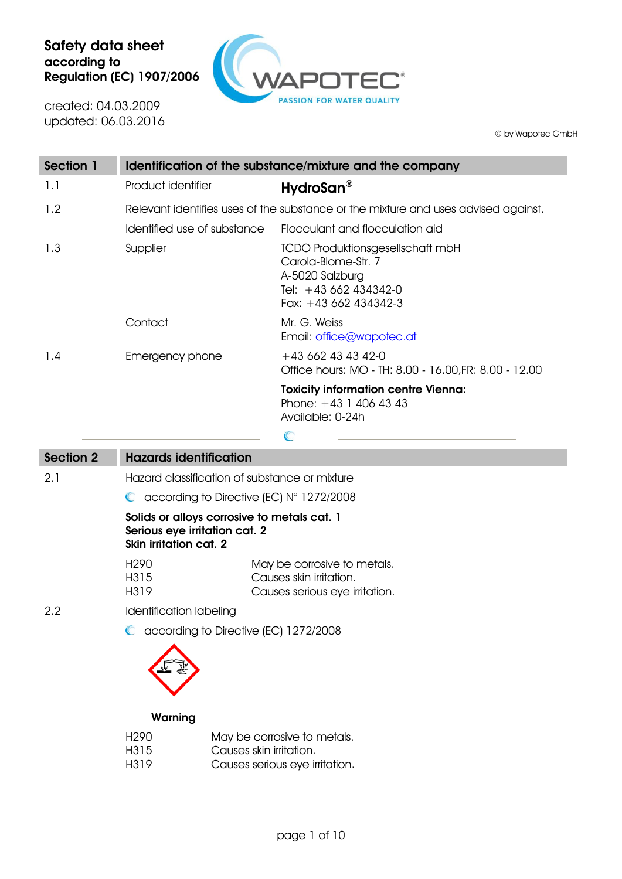# Safety data sheet according to Regulation (EC) 1907/2006

created: 04.03.2009
updated: 06.03.2016

© by Wapotec GmbH

## Section 1 — Identification of the substance/mixture and the company

| | | |
|---|---|---|
| 1.1 | Product identifier | **HydroSan®** |
| 1.2 | Relevant identifies uses of the substance or the mixture and uses advised against. | |
| | Identified use of substance | Flocculant and flocculation aid |
| 1.3 | Supplier | TCDO Produktionsgesellschaft mbH<br>Carola-Blome-Str. 7<br>A-5020 Salzburg<br>Tel: +43 662 434342-0<br>Fax: +43 662 434342-3 |
| | Contact | Mr. G. Weiss<br>Email: office@wapotec.at |
| 1.4 | Emergency phone | +43 662 43 43 42-0<br>Office hours: MO - TH: 8.00 - 16.00,FR: 8.00 - 12.00 |
| | | **Toxicity information centre Vienna:**<br>Phone: +43 1 406 43 43<br>Available: 0-24h |

## Section 2 — Hazards identification

**2.1** Hazard classification of substance or mixture

according to Directive (EC) N° 1272/2008

**Solids or alloys corrosive to metals cat. 1**
**Serious eye irritation cat. 2**
**Skin irritation cat. 2**

| | |
|---|---|
| H290 | May be corrosive to metals. |
| H315 | Causes skin irritation. |
| H319 | Causes serious eye irritation. |

**2.2** Identification labeling

according to Directive (EC) 1272/2008

**Warning**

| | |
|---|---|
| H290 | May be corrosive to metals. |
| H315 | Causes skin irritation. |
| H319 | Causes serious eye irritation. |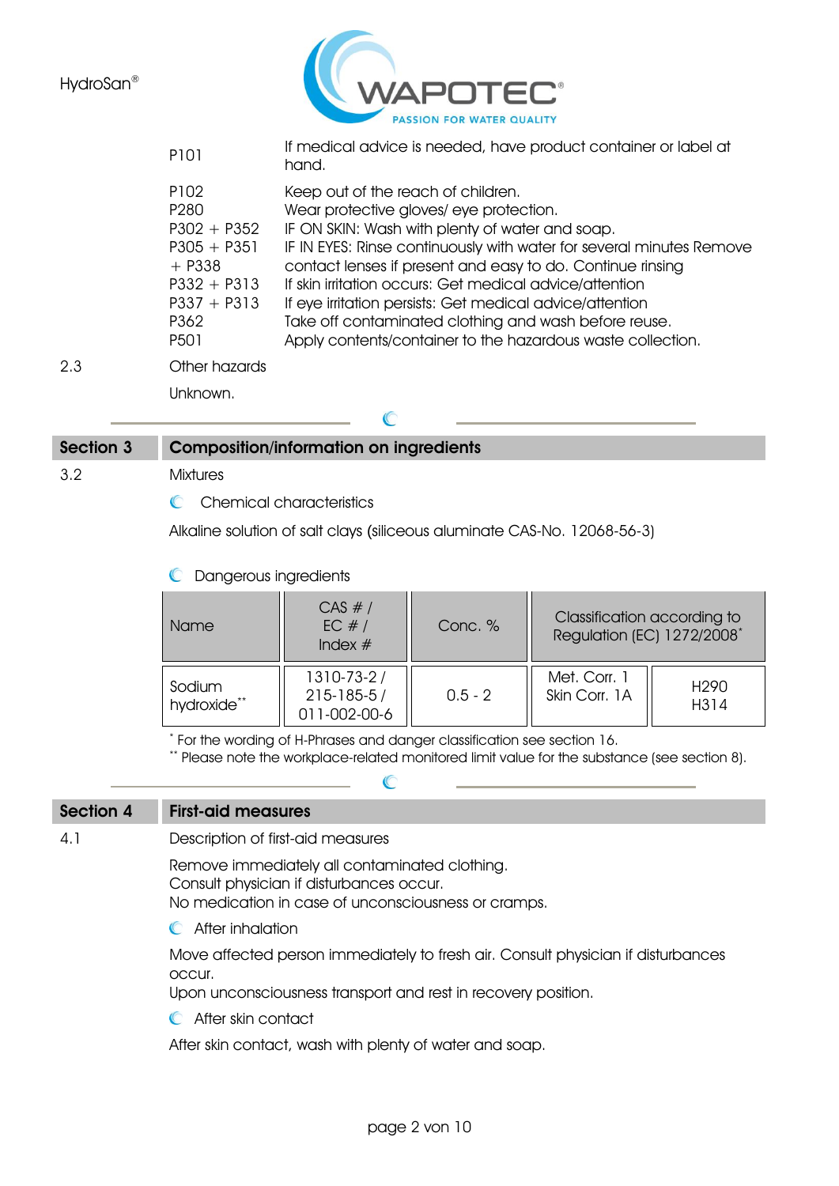| | |
|---|---|
| P101 | If medical advice is needed, have product container or label at hand. |
| P102 | Keep out of the reach of children. |
| P280 | Wear protective gloves/ eye protection. |
| P302 + P352 | IF ON SKIN: Wash with plenty of water and soap. |
| P305 + P351 + P338 | IF IN EYES: Rinse continuously with water for several minutes Remove contact lenses if present and easy to do. Continue rinsing |
| P332 + P313 | If skin irritation occurs: Get medical advice/attention |
| P337 + P313 | If eye irritation persists: Get medical advice/attention |
| P362 | Take off contaminated clothing and wash before reuse. |
| P501 | Apply contents/container to the hazardous waste collection. |

2.3 Other hazards

Unknown.

## Section 3 Composition/information on ingredients

3.2 Mixtures

**Chemical characteristics**

Alkaline solution of salt clays (siliceous aluminate CAS-No. 12068-56-3)

**Dangerous ingredients**

| Name | CAS # / EC # / Index # | Conc. % | Classification according to Regulation (EC) 1272/2008* | |
|---|---|---|---|---|
| Sodium hydroxide** | 1310-73-2 / 215-185-5 / 011-002-00-6 | 0.5 - 2 | Met. Corr. 1<br>Skin Corr. 1A | H290<br>H314 |

\* For the wording of H-Phrases and danger classification see section 16.
\*\* Please note the workplace-related monitored limit value for the substance (see section 8).

## Section 4 First-aid measures

4.1 Description of first-aid measures

Remove immediately all contaminated clothing.
Consult physician if disturbances occur.
No medication in case of unconsciousness or cramps.

**After inhalation**

Move affected person immediately to fresh air. Consult physician if disturbances occur.
Upon unconsciousness transport and rest in recovery position.

**After skin contact**

After skin contact, wash with plenty of water and soap.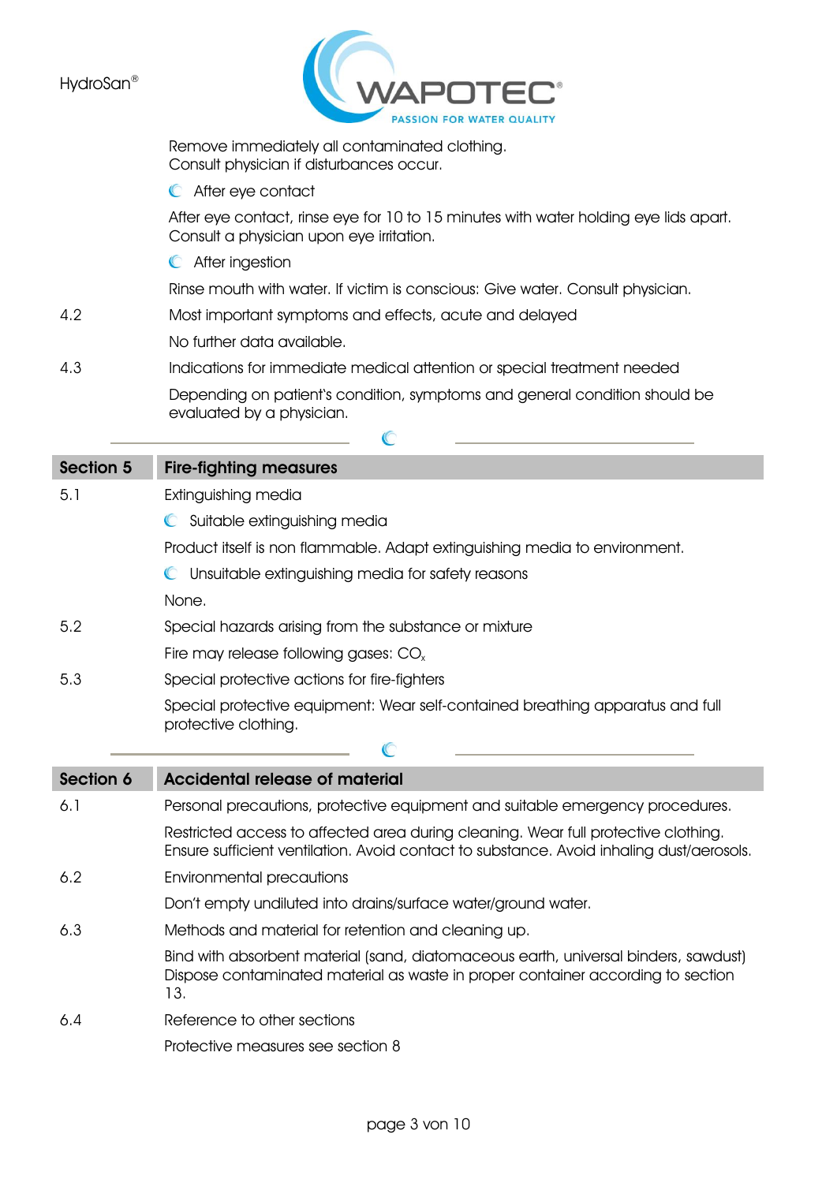Remove immediately all contaminated clothing.
Consult physician if disturbances occur.

- After eye contact

After eye contact, rinse eye for 10 to 15 minutes with water holding eye lids apart. Consult a physician upon eye irritation.

- After ingestion

Rinse mouth with water. If victim is conscious: Give water. Consult physician.

4.2 Most important symptoms and effects, acute and delayed

No further data available.

4.3 Indications for immediate medical attention or special treatment needed

Depending on patient's condition, symptoms and general condition should be evaluated by a physician.

## Section 5 Fire-fighting measures

5.1 Extinguishing media

- Suitable extinguishing media

Product itself is non flammable. Adapt extinguishing media to environment.

- Unsuitable extinguishing media for safety reasons

None.

5.2 Special hazards arising from the substance or mixture

Fire may release following gases: $CO_x$

5.3 Special protective actions for fire-fighters

Special protective equipment: Wear self-contained breathing apparatus and full protective clothing.

## Section 6 Accidental release of material

6.1 Personal precautions, protective equipment and suitable emergency procedures.

Restricted access to affected area during cleaning. Wear full protective clothing. Ensure sufficient ventilation. Avoid contact to substance. Avoid inhaling dust/aerosols.

6.2 Environmental precautions

Don't empty undiluted into drains/surface water/ground water.

6.3 Methods and material for retention and cleaning up.

Bind with absorbent material (sand, diatomaceous earth, universal binders, sawdust) Dispose contaminated material as waste in proper container according to section 13.

6.4 Reference to other sections

Protective measures see section 8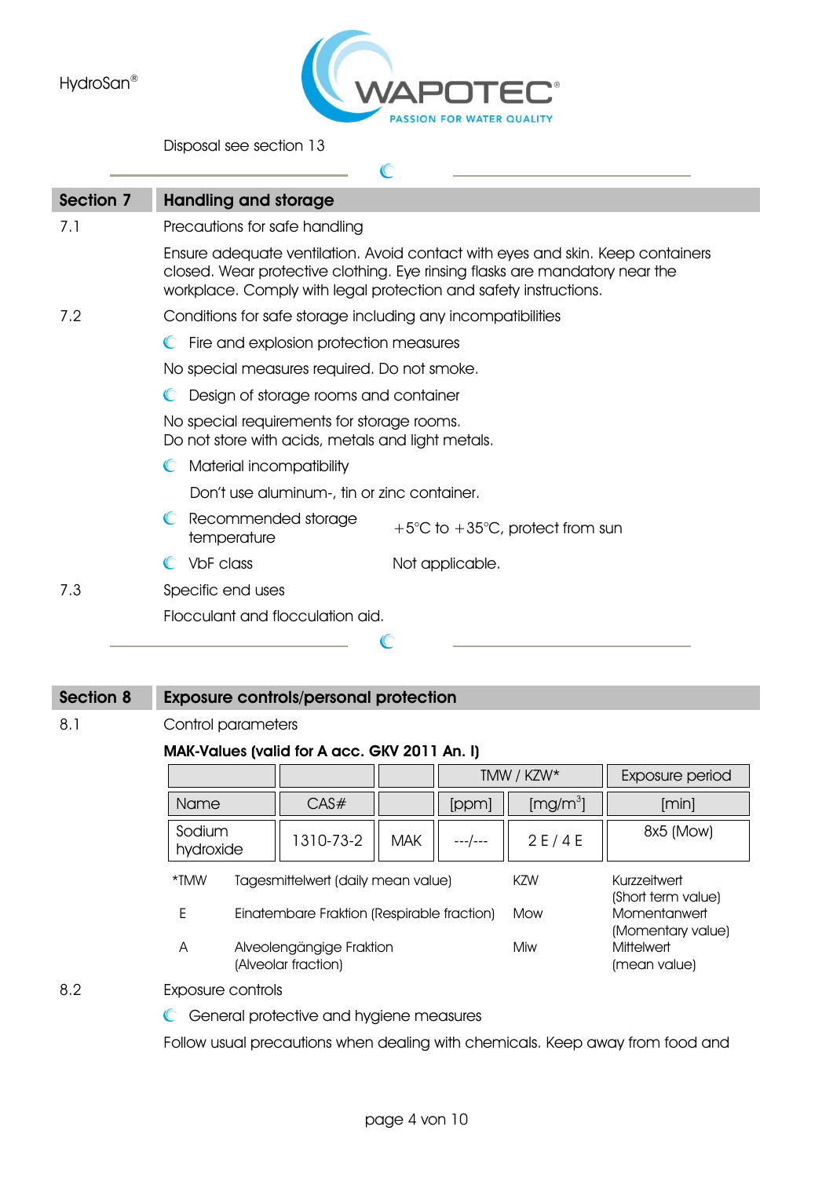Disposal see section 13

## Section 7 Handling and storage

7.1 Precautions for safe handling

Ensure adequate ventilation. Avoid contact with eyes and skin. Keep containers closed. Wear protective clothing. Eye rinsing flasks are mandatory near the workplace. Comply with legal protection and safety instructions.

7.2 Conditions for safe storage including any incompatibilities

- Fire and explosion protection measures

No special measures required. Do not smoke.

- Design of storage rooms and container

No special requirements for storage rooms.
Do not store with acids, metals and light metals.

- Material incompatibility

Don't use aluminum-, tin or zinc container.

- Recommended storage temperature: +5°C to +35°C, protect from sun
- VbF class: Not applicable.

7.3 Specific end uses

Flocculant and flocculation aid.

## Section 8 Exposure controls/personal protection

8.1 Control parameters

**MAK-Values (valid for A acc. GKV 2011 An. I)**

| | | | TMW / KZW* | | Exposure period |
|---|---|---|---|---|---|
| Name | CAS# | | [ppm] | [mg/m$^3$] | [min] |
| Sodium hydroxide | 1310-73-2 | MAK | ---/--- | 2 E / 4 E | 8x5 (Mow) |

| | | | |
|---|---|---|---|
| *TMW | Tagesmittelwert (daily mean value) | KZW | Kurzzeitwert (Short term value) |
| E | Einatembare Fraktion (Respirable fraction) | Mow | Momentanwert (Momentary value) |
| A | Alveolengängige Fraktion (Alveolar fraction) | Miw | Mittelwert (mean value) |

8.2 Exposure controls

- General protective and hygiene measures

Follow usual precautions when dealing with chemicals. Keep away from food and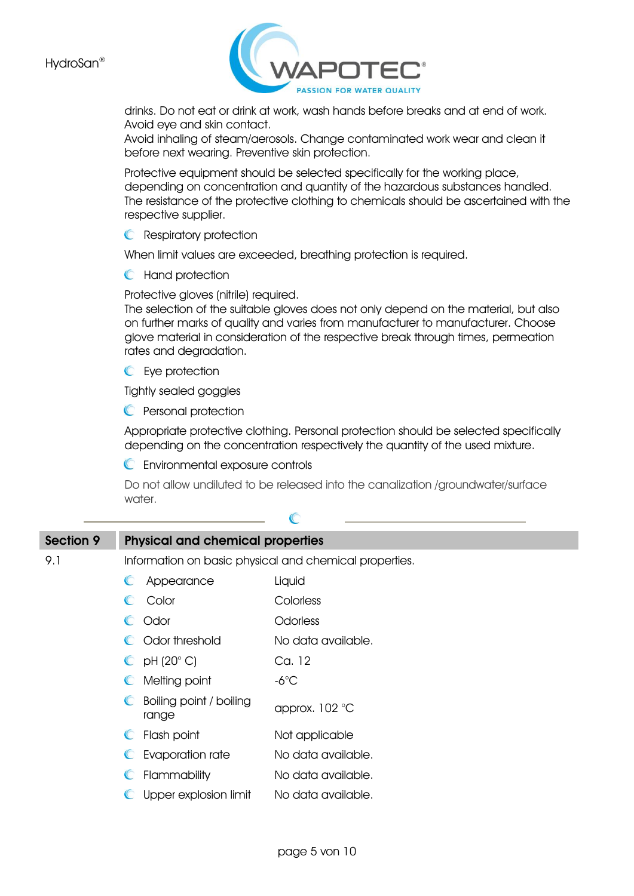drinks. Do not eat or drink at work, wash hands before breaks and at end of work. Avoid eye and skin contact.
Avoid inhaling of steam/aerosols. Change contaminated work wear and clean it before next wearing. Preventive skin protection.

Protective equipment should be selected specifically for the working place, depending on concentration and quantity of the hazardous substances handled. The resistance of the protective clothing to chemicals should be ascertained with the respective supplier.

- Respiratory protection

When limit values are exceeded, breathing protection is required.

- Hand protection

Protective gloves (nitrile) required.
The selection of the suitable gloves does not only depend on the material, but also on further marks of quality and varies from manufacturer to manufacturer. Choose glove material in consideration of the respective break through times, permeation rates and degradation.

- Eye protection

Tightly sealed goggles

- Personal protection

Appropriate protective clothing. Personal protection should be selected specifically depending on the concentration respectively the quantity of the used mixture.

- Environmental exposure controls

Do not allow undiluted to be released into the canalization /groundwater/surface water.

## Section 9 Physical and chemical properties

9.1 Information on basic physical and chemical properties.

| Property | Value |
|---|---|
| Appearance | Liquid |
| Color | Colorless |
| Odor | Odorless |
| Odor threshold | No data available. |
| pH (20° C) | Ca. 12 |
| Melting point | -6°C |
| Boiling point / boiling range | approx. 102 °C |
| Flash point | Not applicable |
| Evaporation rate | No data available. |
| Flammability | No data available. |
| Upper explosion limit | No data available. |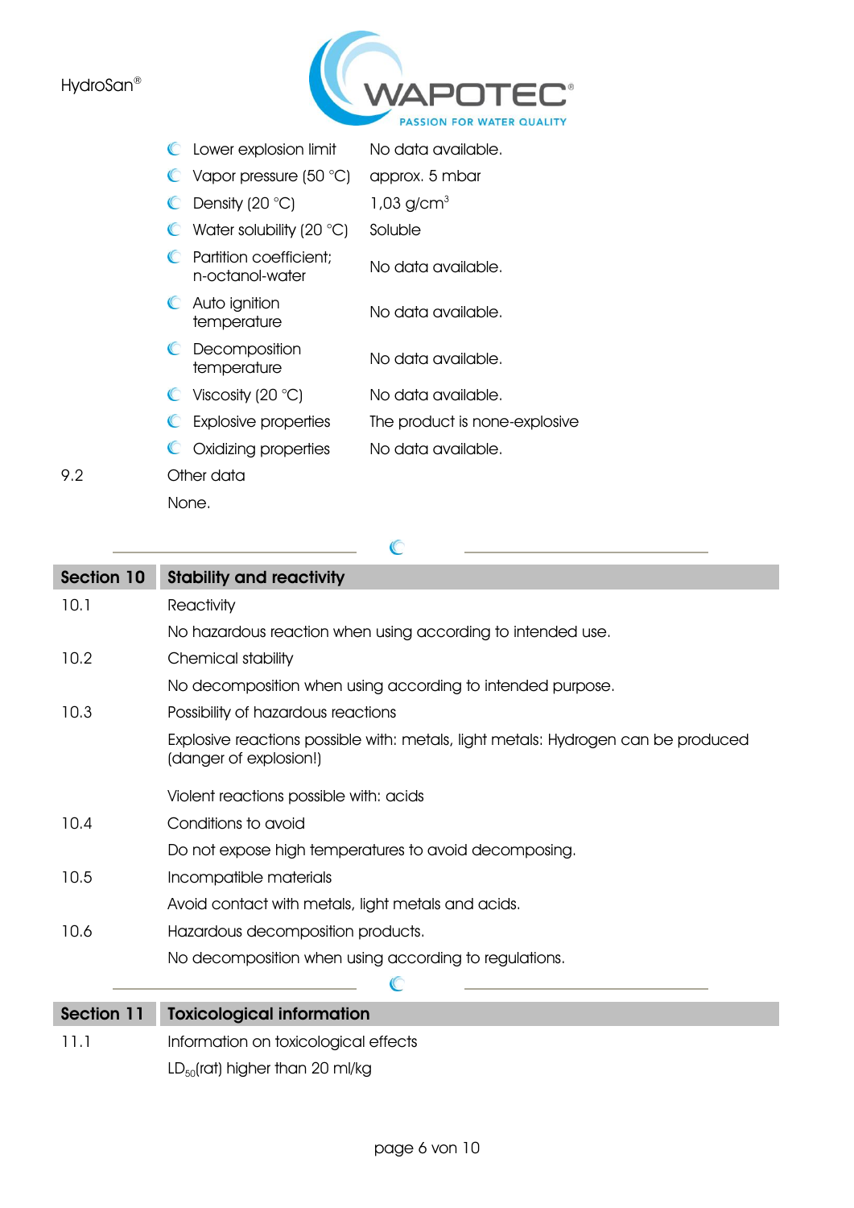| Property | Value |
|---|---|
| Lower explosion limit | No data available. |
| Vapor pressure (50 °C) | approx. 5 mbar |
| Density (20 °C) | 1,03 g/cm$^3$ |
| Water solubility (20 °C) | Soluble |
| Partition coefficient; n-octanol-water | No data available. |
| Auto ignition temperature | No data available. |
| Decomposition temperature | No data available. |
| Viscosity (20 °C) | No data available. |
| Explosive properties | The product is none-explosive |
| Oxidizing properties | No data available. |

9.2 Other data

None.

## Section 10 Stability and reactivity

10.1 Reactivity

No hazardous reaction when using according to intended use.

10.2 Chemical stability

No decomposition when using according to intended purpose.

10.3 Possibility of hazardous reactions

Explosive reactions possible with: metals, light metals: Hydrogen can be produced (danger of explosion!)

Violent reactions possible with: acids

10.4 Conditions to avoid

Do not expose high temperatures to avoid decomposing.

10.5 Incompatible materials

Avoid contact with metals, light metals and acids.

10.6 Hazardous decomposition products.

No decomposition when using according to regulations.

## Section 11 Toxicological information

11.1 Information on toxicological effects

$LD_{50}$(rat) higher than 20 ml/kg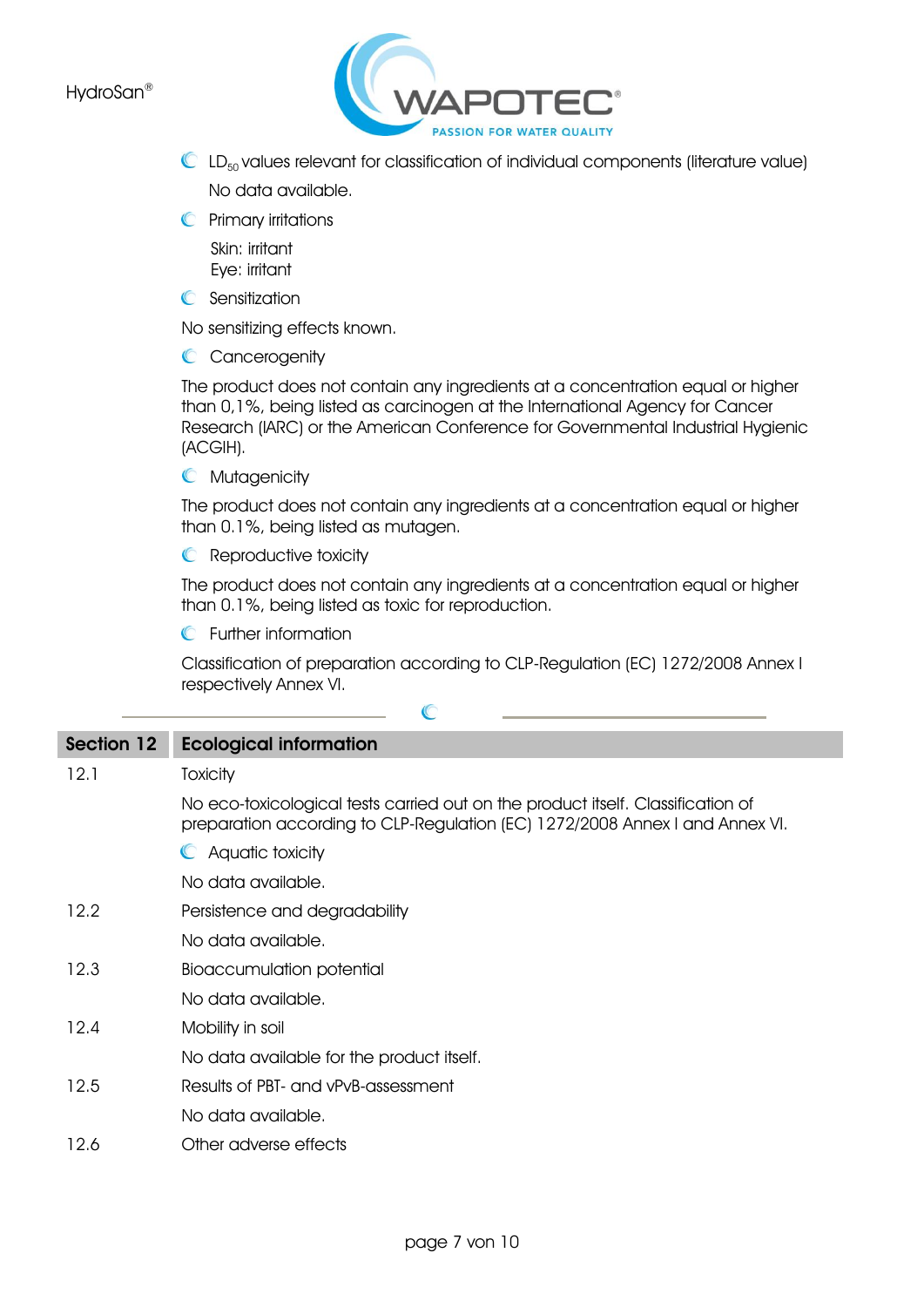- $LD_{50}$ values relevant for classification of individual components (literature value)

  No data available.

- Primary irritations

  Skin: irritant
  Eye: irritant

- Sensitization

No sensitizing effects known.

- Cancerogenity

The product does not contain any ingredients at a concentration equal or higher than 0,1%, being listed as carcinogen at the International Agency for Cancer Research (IARC) or the American Conference for Governmental Industrial Hygienic (ACGIH).

- Mutagenicity

The product does not contain any ingredients at a concentration equal or higher than 0.1%, being listed as mutagen.

- Reproductive toxicity

The product does not contain any ingredients at a concentration equal or higher than 0.1%, being listed as toxic for reproduction.

- Further information

Classification of preparation according to CLP-Regulation (EC) 1272/2008 Annex I respectively Annex VI.

## Section 12 Ecological information

**12.1** Toxicity

No eco-toxicological tests carried out on the product itself. Classification of preparation according to CLP-Regulation (EC) 1272/2008 Annex I and Annex VI.

- Aquatic toxicity

No data available.

**12.2** Persistence and degradability

No data available.

**12.3** Bioaccumulation potential

No data available.

**12.4** Mobility in soil

No data available for the product itself.

**12.5** Results of PBT- and vPvB-assessment

No data available.

**12.6** Other adverse effects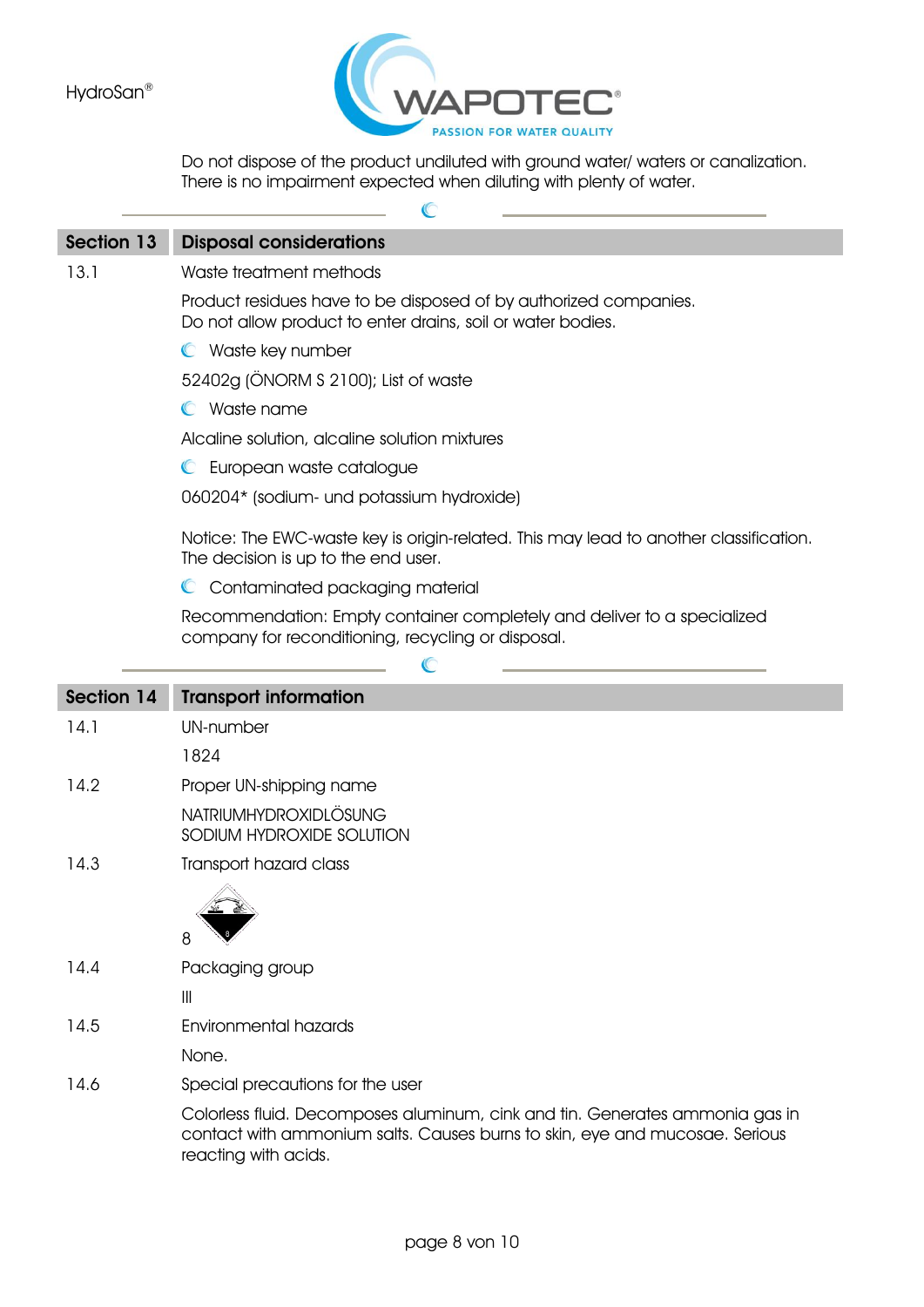Do not dispose of the product undiluted with ground water/ waters or canalization. There is no impairment expected when diluting with plenty of water.

## Section 13 Disposal considerations

**13.1** Waste treatment methods

Product residues have to be disposed of by authorized companies.
Do not allow product to enter drains, soil or water bodies.

- Waste key number

52402g (ÖNORM S 2100); List of waste

- Waste name

Alcaline solution, alcaline solution mixtures

- European waste catalogue

060204* (sodium- und potassium hydroxide)

Notice: The EWC-waste key is origin-related. This may lead to another classification. The decision is up to the end user.

- Contaminated packaging material

Recommendation: Empty container completely and deliver to a specialized company for reconditioning, recycling or disposal.

## Section 14 Transport information

**14.1** UN-number

1824

**14.2** Proper UN-shipping name

NATRIUMHYDROXIDLÖSUNG
SODIUM HYDROXIDE SOLUTION

**14.3** Transport hazard class

8

**14.4** Packaging group

III

**14.5** Environmental hazards

None.

**14.6** Special precautions for the user

Colorless fluid. Decomposes aluminum, cink and tin. Generates ammonia gas in contact with ammonium salts. Causes burns to skin, eye and mucosae. Serious reacting with acids.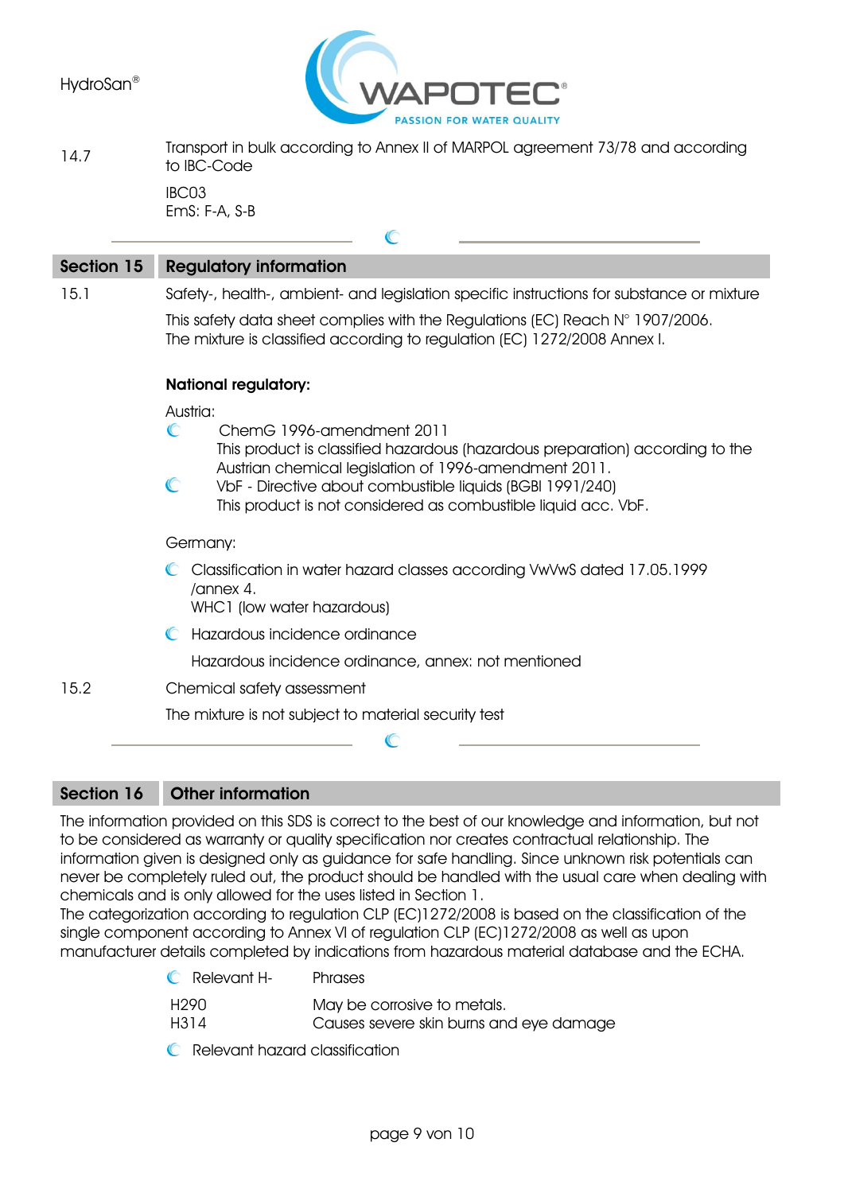| | |
|---|---|
| 14.7 | Transport in bulk according to Annex II of MARPOL agreement 73/78 and according to IBC-Code |
| | IBC03<br>EmS: F-A, S-B |

## Section 15 Regulatory information

**15.1** Safety-, health-, ambient- and legislation specific instructions for substance or mixture

This safety data sheet complies with the Regulations (EC) Reach N° 1907/2006.
The mixture is classified according to regulation (EC) 1272/2008 Annex I.

**National regulatory:**

Austria:

- ChemG 1996-amendment 2011
  This product is classified hazardous (hazardous preparation) according to the Austrian chemical legislation of 1996-amendment 2011.
- VbF - Directive about combustible liquids (BGBl 1991/240)
  This product is not considered as combustible liquid acc. VbF.

Germany:

- Classification in water hazard classes according VwVwS dated 17.05.1999 /annex 4.
  WHC1 (low water hazardous)
- Hazardous incidence ordinance

  Hazardous incidence ordinance, annex: not mentioned

**15.2** Chemical safety assessment

The mixture is not subject to material security test

## Section 16 Other information

The information provided on this SDS is correct to the best of our knowledge and information, but not to be considered as warranty or quality specification nor creates contractual relationship. The information given is designed only as guidance for safe handling. Since unknown risk potentials can never be completely ruled out, the product should be handled with the usual care when dealing with chemicals and is only allowed for the uses listed in Section 1.
The categorization according to regulation CLP (EC)1272/2008 is based on the classification of the single component according to Annex VI of regulation CLP (EC)1272/2008 as well as upon manufacturer details completed by indications from hazardous material database and the ECHA.

| Relevant H- | Phrases |
|---|---|
| H290 | May be corrosive to metals. |
| H314 | Causes severe skin burns and eye damage |

- Relevant hazard classification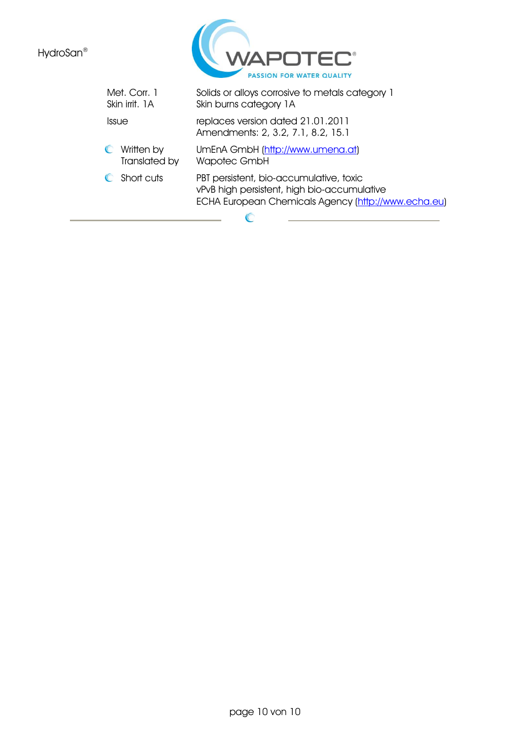| | |
|---|---|
| Met. Corr. 1 | Solids or alloys corrosive to metals category 1 |
| Skin irrit. 1A | Skin burns category 1A |
| Issue | replaces version dated 21.01.2011<br>Amendments: 2, 3.2, 7.1, 8.2, 15.1 |
| Written by | UmEnA GmbH (http://www.umena.at) |
| Translated by | Wapotec GmbH |
| Short cuts | PBT persistent, bio-accumulative, toxic<br>vPvB high persistent, high bio-accumulative<br>ECHA European Chemicals Agency (http://www.echa.eu) |